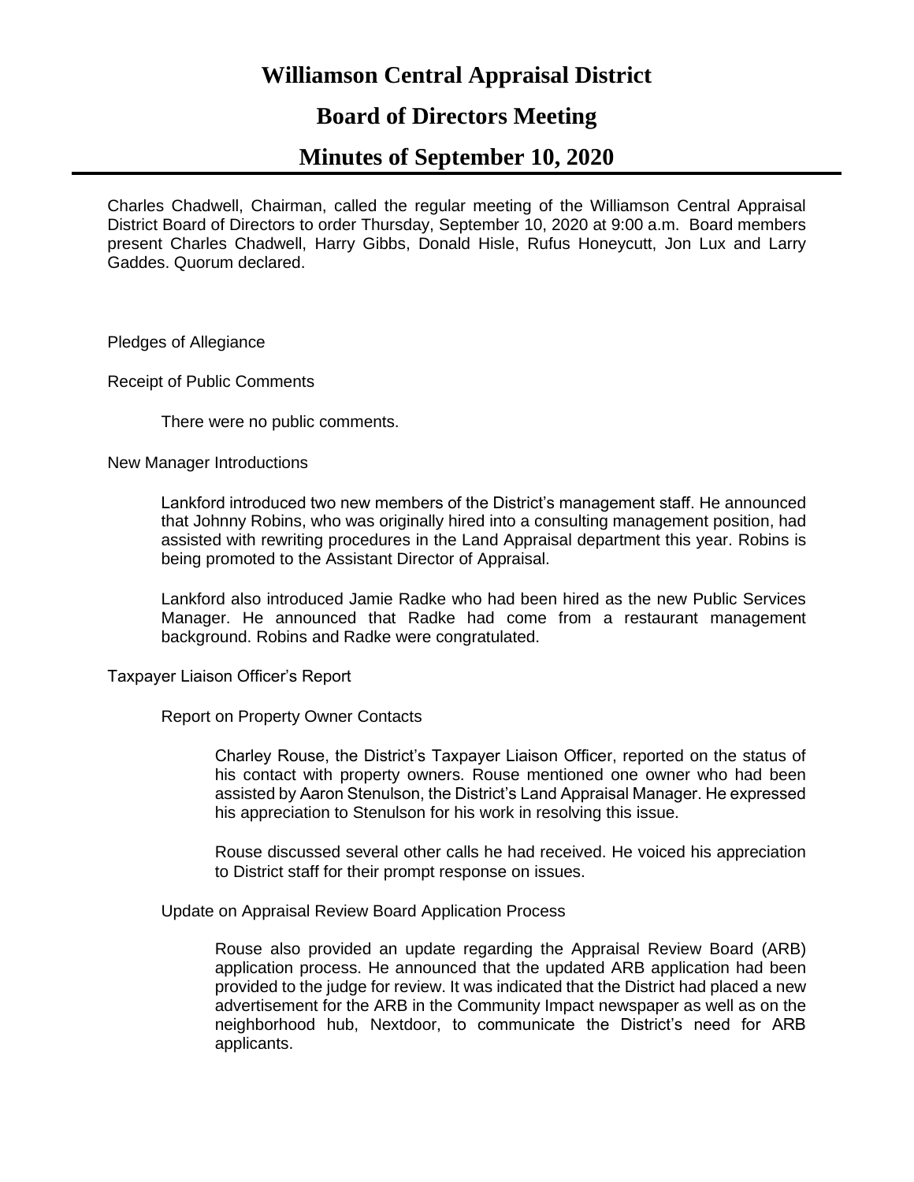# Williamson Central Appraisal District

## Board of Directors Meeting

## Minutes of September 10, 2020

Charles Chadwell, Chairman, called the regular meeting of the Williamson Central Appraisal District Board of Directors to order Thursday, September 10, 2020 at 9:00 a.m. Board members present Charles Chadwell, Harry Gibbs, Donald Hisle, Rufus Honeycutt, Jon Lux and Larry Gaddes. Quorum declared.

Pledges of Allegiance

Receipt of Public Comments

There were no public comments.

New Manager Introductions

Lankford introduced two new members of the District's management staff. He announced that Johnny Robins, who was originally hired into a consulting management position, had assisted with rewriting procedures in the Land Appraisal department this year. Robins is being promoted to the Assistant Director of Appraisal.

Lankford also introduced Jamie Radke who had been hired as the new Public Services Manager. He announced that Radke had come from a restaurant management background. Robins and Radke were congratulated.

Taxpayer Liaison Officer's Report

Report on Property Owner Contacts

Charley Rouse, the District's Taxpayer Liaison Officer, reported on the status of his contact with property owners. Rouse mentioned one owner who had been assisted by Aaron Stenulson, the District's Land Appraisal Manager. He expressed his appreciation to Stenulson for his work in resolving this issue.

Rouse discussed several other calls he had received. He voiced his appreciation to District staff for their prompt response on issues.

Update on Appraisal Review Board Application Process

Rouse also provided an update regarding the Appraisal Review Board (ARB) application process. He announced that the updated ARB application had been provided to the judge for review. It was indicated that the District had placed a new advertisement for the ARB in the Community Impact newspaper as well as on the neighborhood hub, Nextdoor, to communicate the District's need for ARB applicants.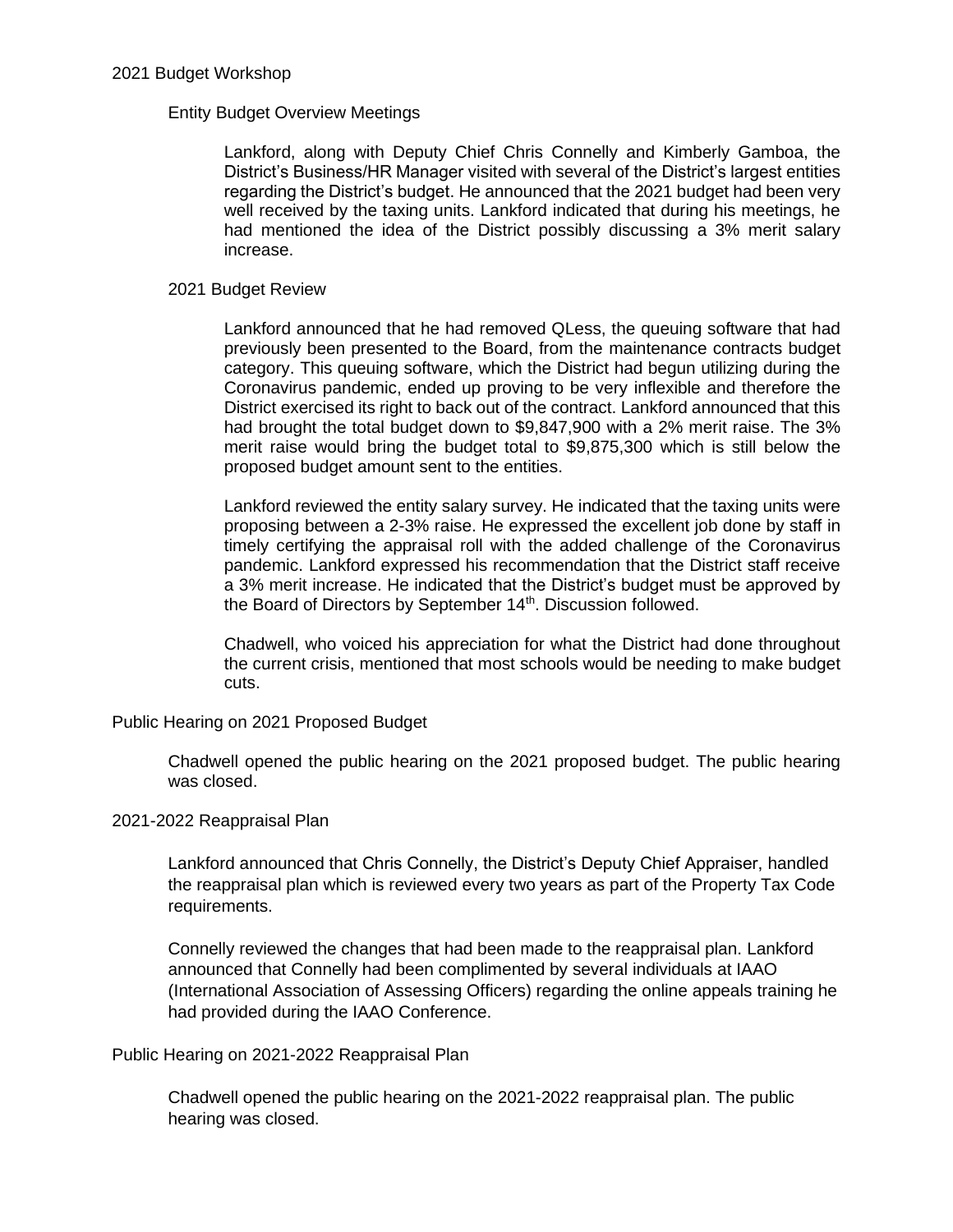## 2021 Budget Workshop

### Entity Budget Overview Meetings

Lankford, along with Deputy Chief Chris Connelly and Kimberly Gamboa, the District's Business/HR Manager visited with several of the District's largest entities regarding the District's budget. He announced that the 2021 budget had been very well received by the taxing units. Lankford indicated that during his meetings, he had mentioned the idea of the District possibly discussing a 3% merit salary increase.

### 2021 Budget Review

Lankford announced that he had removed QLess, the queuing software that had previously been presented to the Board, from the maintenance contracts budget category. This queuing software, which the District had begun utilizing during the Coronavirus pandemic, ended up proving to be very inflexible and therefore the District exercised its right to back out of the contract. Lankford announced that this had brought the total budget down to $9,847,900 with a 2% merit raise. The 3% merit raise would bring the budget total to $9,875,300 which is still below the proposed budget amount sent to the entities.

Lankford reviewed the entity salary survey. He indicated that the taxing units were proposing between a 2-3% raise. He expressed the excellent job done by staff in timely certifying the appraisal roll with the added challenge of the Coronavirus pandemic. Lankford expressed his recommendation that the District staff receive a 3% merit increase. He indicated that the District's budget must be approved by the Board of Directors by September 14th. Discussion followed.

Chadwell, who voiced his appreciation for what the District had done throughout the current crisis, mentioned that most schools would be needing to make budget cuts.

## Public Hearing on 2021 Proposed Budget

Chadwell opened the public hearing on the 2021 proposed budget. The public hearing was closed.

## 2021-2022 Reappraisal Plan

Lankford announced that Chris Connelly, the District's Deputy Chief Appraiser, handled the reappraisal plan which is reviewed every two years as part of the Property Tax Code requirements.

Connelly reviewed the changes that had been made to the reappraisal plan. Lankford announced that Connelly had been complimented by several individuals at IAAO (International Association of Assessing Officers) regarding the online appeals training he had provided during the IAAO Conference.

## Public Hearing on 2021-2022 Reappraisal Plan

Chadwell opened the public hearing on the 2021-2022 reappraisal plan. The public hearing was closed.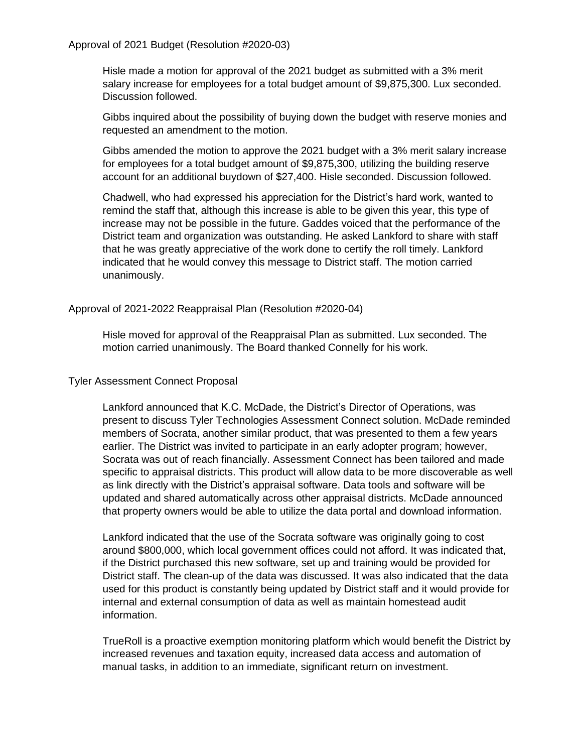## Approval of 2021 Budget (Resolution #2020-03)

Hisle made a motion for approval of the 2021 budget as submitted with a 3% merit salary increase for employees for a total budget amount of $9,875,300. Lux seconded. Discussion followed.

Gibbs inquired about the possibility of buying down the budget with reserve monies and requested an amendment to the motion.

Gibbs amended the motion to approve the 2021 budget with a 3% merit salary increase for employees for a total budget amount of $9,875,300, utilizing the building reserve account for an additional buydown of $27,400. Hisle seconded. Discussion followed.

Chadwell, who had expressed his appreciation for the District's hard work, wanted to remind the staff that, although this increase is able to be given this year, this type of increase may not be possible in the future. Gaddes voiced that the performance of the District team and organization was outstanding. He asked Lankford to share with staff that he was greatly appreciative of the work done to certify the roll timely. Lankford indicated that he would convey this message to District staff. The motion carried unanimously.

## Approval of 2021-2022 Reappraisal Plan (Resolution #2020-04)

Hisle moved for approval of the Reappraisal Plan as submitted. Lux seconded. The motion carried unanimously. The Board thanked Connelly for his work.

## Tyler Assessment Connect Proposal

Lankford announced that K.C. McDade, the District's Director of Operations, was present to discuss Tyler Technologies Assessment Connect solution. McDade reminded members of Socrata, another similar product, that was presented to them a few years earlier. The District was invited to participate in an early adopter program; however, Socrata was out of reach financially. Assessment Connect has been tailored and made specific to appraisal districts. This product will allow data to be more discoverable as well as link directly with the District's appraisal software. Data tools and software will be updated and shared automatically across other appraisal districts. McDade announced that property owners would be able to utilize the data portal and download information.

Lankford indicated that the use of the Socrata software was originally going to cost around $800,000, which local government offices could not afford. It was indicated that, if the District purchased this new software, set up and training would be provided for District staff. The clean-up of the data was discussed. It was also indicated that the data used for this product is constantly being updated by District staff and it would provide for internal and external consumption of data as well as maintain homestead audit information.

TrueRoll is a proactive exemption monitoring platform which would benefit the District by increased revenues and taxation equity, increased data access and automation of manual tasks, in addition to an immediate, significant return on investment.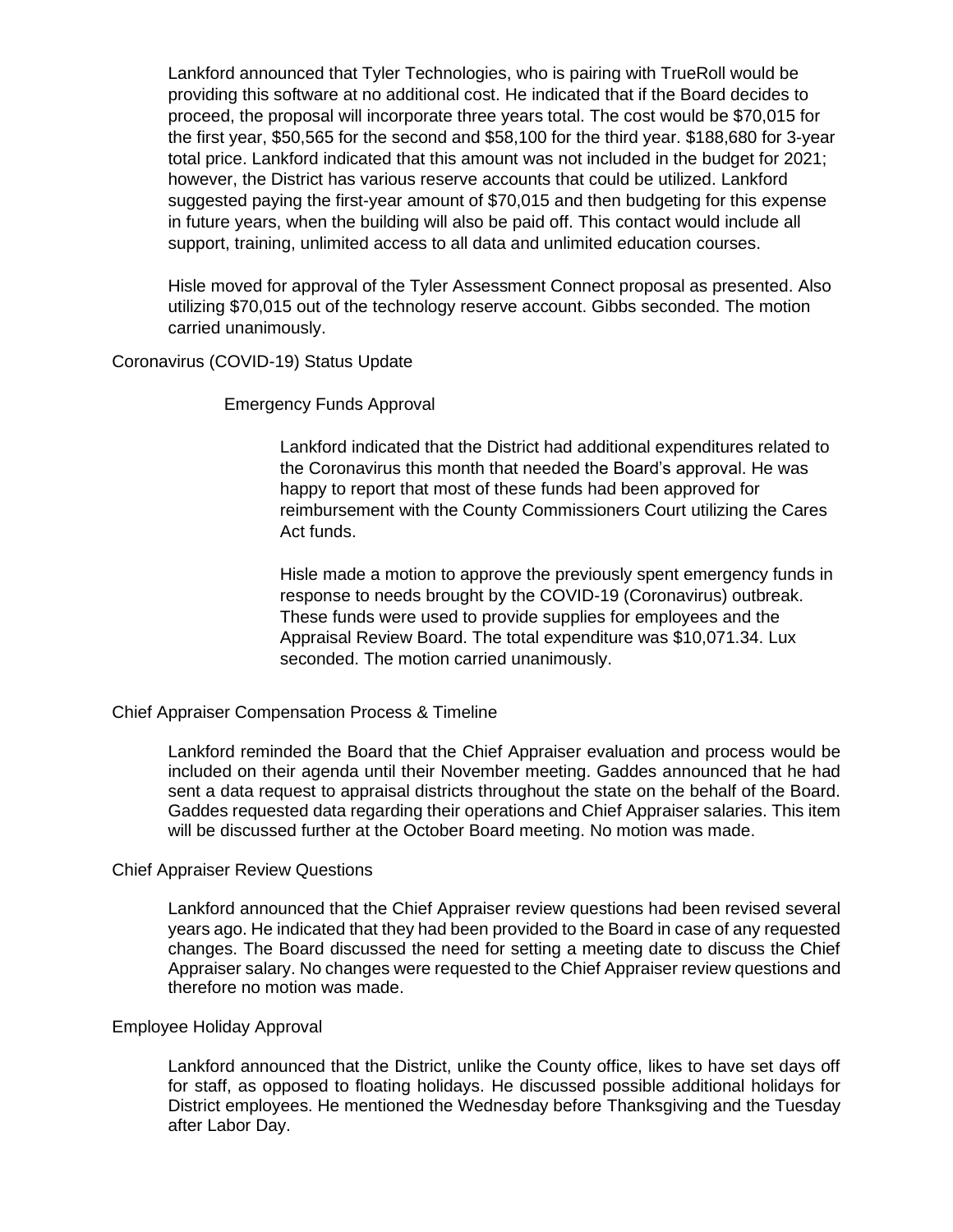Lankford announced that Tyler Technologies, who is pairing with TrueRoll would be providing this software at no additional cost. He indicated that if the Board decides to proceed, the proposal will incorporate three years total. The cost would be $70,015 for the first year, $50,565 for the second and $58,100 for the third year. $188,680 for 3-year total price. Lankford indicated that this amount was not included in the budget for 2021; however, the District has various reserve accounts that could be utilized. Lankford suggested paying the first-year amount of $70,015 and then budgeting for this expense in future years, when the building will also be paid off. This contact would include all support, training, unlimited access to all data and unlimited education courses.

Hisle moved for approval of the Tyler Assessment Connect proposal as presented. Also utilizing $70,015 out of the technology reserve account. Gibbs seconded. The motion carried unanimously.

## Coronavirus (COVID-19) Status Update

### Emergency Funds Approval

Lankford indicated that the District had additional expenditures related to the Coronavirus this month that needed the Board's approval. He was happy to report that most of these funds had been approved for reimbursement with the County Commissioners Court utilizing the Cares Act funds.

Hisle made a motion to approve the previously spent emergency funds in response to needs brought by the COVID-19 (Coronavirus) outbreak. These funds were used to provide supplies for employees and the Appraisal Review Board. The total expenditure was $10,071.34. Lux seconded. The motion carried unanimously.

## Chief Appraiser Compensation Process & Timeline

Lankford reminded the Board that the Chief Appraiser evaluation and process would be included on their agenda until their November meeting. Gaddes announced that he had sent a data request to appraisal districts throughout the state on the behalf of the Board. Gaddes requested data regarding their operations and Chief Appraiser salaries. This item will be discussed further at the October Board meeting. No motion was made.

## Chief Appraiser Review Questions

Lankford announced that the Chief Appraiser review questions had been revised several years ago. He indicated that they had been provided to the Board in case of any requested changes. The Board discussed the need for setting a meeting date to discuss the Chief Appraiser salary. No changes were requested to the Chief Appraiser review questions and therefore no motion was made.

## Employee Holiday Approval

Lankford announced that the District, unlike the County office, likes to have set days off for staff, as opposed to floating holidays. He discussed possible additional holidays for District employees. He mentioned the Wednesday before Thanksgiving and the Tuesday after Labor Day.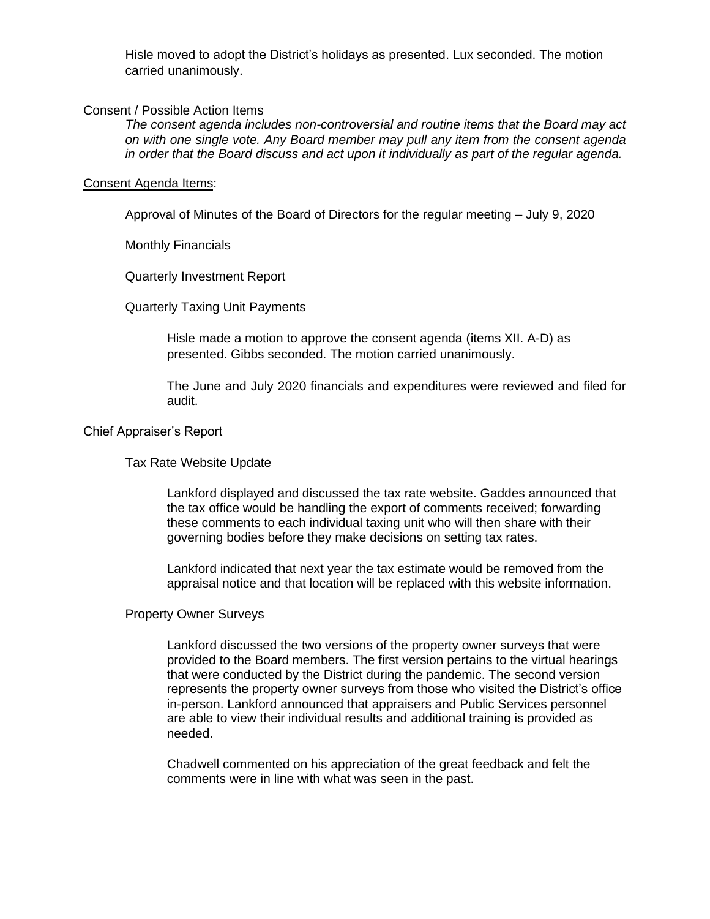Hisle moved to adopt the District's holidays as presented. Lux seconded. The motion carried unanimously.

Consent / Possible Action Items

*The consent agenda includes non-controversial and routine items that the Board may act on with one single vote. Any Board member may pull any item from the consent agenda in order that the Board discuss and act upon it individually as part of the regular agenda.*

Consent Agenda Items:

Approval of Minutes of the Board of Directors for the regular meeting – July 9, 2020

Monthly Financials

Quarterly Investment Report

Quarterly Taxing Unit Payments

Hisle made a motion to approve the consent agenda (items XII. A-D) as presented. Gibbs seconded. The motion carried unanimously.

The June and July 2020 financials and expenditures were reviewed and filed for audit.

Chief Appraiser's Report

Tax Rate Website Update

Lankford displayed and discussed the tax rate website. Gaddes announced that the tax office would be handling the export of comments received; forwarding these comments to each individual taxing unit who will then share with their governing bodies before they make decisions on setting tax rates.

Lankford indicated that next year the tax estimate would be removed from the appraisal notice and that location will be replaced with this website information.

Property Owner Surveys

Lankford discussed the two versions of the property owner surveys that were provided to the Board members. The first version pertains to the virtual hearings that were conducted by the District during the pandemic. The second version represents the property owner surveys from those who visited the District's office in-person. Lankford announced that appraisers and Public Services personnel are able to view their individual results and additional training is provided as needed.

Chadwell commented on his appreciation of the great feedback and felt the comments were in line with what was seen in the past.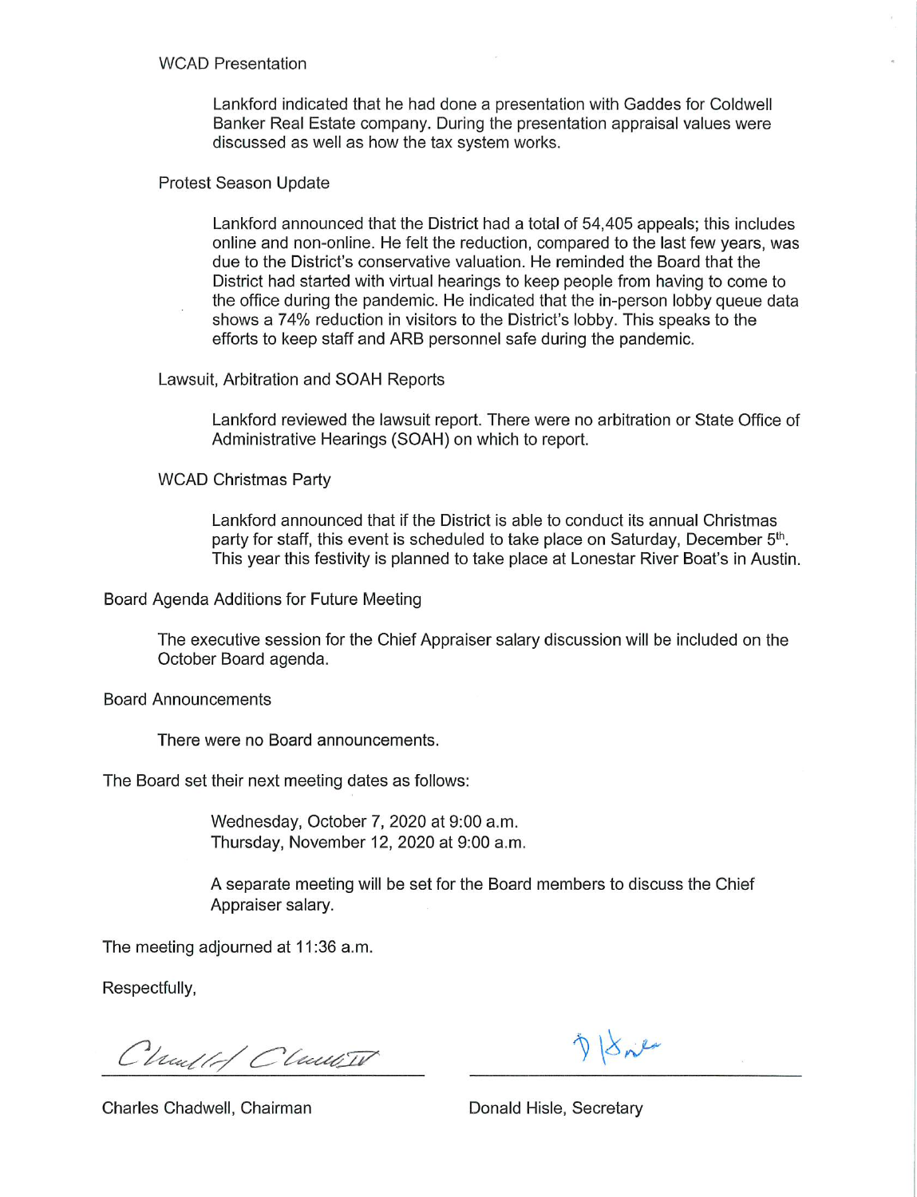WCAD Presentation

Lankford indicated that he had done a presentation with Gaddes for Coldwell Banker Real Estate company. During the presentation appraisal values were discussed as well as how the tax system works.

Protest Season Update

Lankford announced that the District had a total of 54,405 appeals; this includes online and non-online. He felt the reduction, compared to the last few years, was due to the District's conservative valuation. He reminded the Board that the District had started with virtual hearings to keep people from having to come to the office during the pandemic. He indicated that the in-person lobby queue data shows a 74% reduction in visitors to the District's lobby. This speaks to the efforts to keep staff and ARB personnel safe during the pandemic.

Lawsuit, Arbitration and SOAH Reports

Lankford reviewed the lawsuit report. There were no arbitration or State Office of Administrative Hearings (SOAH) on which to report.

WCAD Christmas Party

Lankford announced that if the District is able to conduct its annual Christmas party for staff, this event is scheduled to take place on Saturday, December 5th. This year this festivity is planned to take place at Lonestar River Boat's in Austin.

Board Agenda Additions for Future Meeting

The executive session for the Chief Appraiser salary discussion will be included on the October Board agenda.

Board Announcements

There were no Board announcements.

The Board set their next meeting dates as follows:

Wednesday, October 7, 2020 at 9:00 a.m.
Thursday, November 12, 2020 at 9:00 a.m.

A separate meeting will be set for the Board members to discuss the Chief Appraiser salary.

The meeting adjourned at 11:36 a.m.

Respectfully,

Charles Chadwell, Chairman

Donald Hisle, Secretary